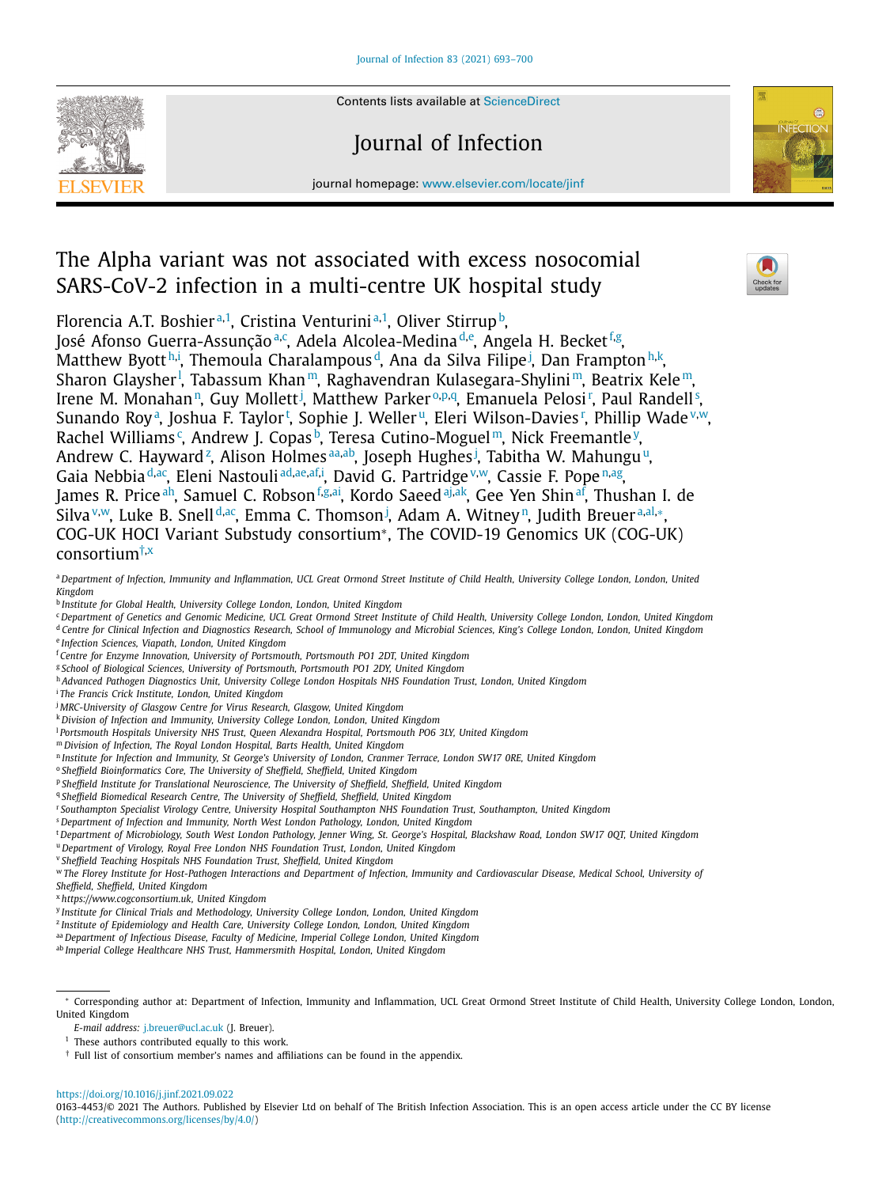Contents lists available at ScienceDirect

Journal of Infection

journal homepage: www.elsevier.com/locate/jinf

# The Alpha variant was not associated with excess nosocomial SARS-CoV-2 infection in a multi-centre UK hospital study

Florencia A.T. Boshier[a,1], Cristina Venturini[a,1], Oliver Stirrup[b], José Afonso Guerra-Assunção[a,c], Adela Alcolea-Medina[d,e], Angela H. Becket[f,g], Matthew Byott[h,i], Themoula Charalampous[d], Ana da Silva Filipe[j], Dan Frampton[h,k], Sharon Glaysher[l], Tabassum Khan[m], Raghavendran Kulasegara-Shylini[m], Beatrix Kele[m], Irene M. Monahan[n], Guy Mollett[j], Matthew Parker[o,p,q], Emanuela Pelosi[r], Paul Randell[s], Sunando Roy[a], Joshua F. Taylor[t], Sophie J. Weller[u], Eleri Wilson-Davies[r], Phillip Wade[v,w], Rachel Williams[c], Andrew J. Copas[b], Teresa Cutino-Moguel[m], Nick Freemantle[y], Andrew C. Hayward[z], Alison Holmes[aa,ab], Joseph Hughes[j], Tabitha W. Mahungu[u], Gaia Nebbia[d,ac], Eleni Nastouli[ad,ae,af,i], David G. Partridge[v,w], Cassie F. Pope[n,ag], James R. Price[ah], Samuel C. Robson[f,g,ai], Kordo Saeed[aj,ak], Gee Yen Shin[af], Thushan I. de Silva[v,w], Luke B. Snell[d,ac], Emma C. Thomson[j], Adam A. Witney[n], Judith Breuer[a,al,*], COG-UK HOCI Variant Substudy consortium*, The COVID-19 Genomics UK (COG-UK) consortium[†,x]

[a] Department of Infection, Immunity and Inflammation, UCL Great Ormond Street Institute of Child Health, University College London, London, United Kingdom
[b] Institute for Global Health, University College London, London, United Kingdom
[c] Department of Genetics and Genomic Medicine, UCL Great Ormond Street Institute of Child Health, University College London, London, United Kingdom
[d] Centre for Clinical Infection and Diagnostics Research, School of Immunology and Microbial Sciences, King's College London, London, United Kingdom
[e] Infection Sciences, Viapath, London, United Kingdom
[f] Centre for Enzyme Innovation, University of Portsmouth, Portsmouth PO1 2DT, United Kingdom
[g] School of Biological Sciences, University of Portsmouth, Portsmouth PO1 2DY, United Kingdom
[h] Advanced Pathogen Diagnostics Unit, University College London Hospitals NHS Foundation Trust, London, United Kingdom
[i] The Francis Crick Institute, London, United Kingdom
[j] MRC-University of Glasgow Centre for Virus Research, Glasgow, United Kingdom
[k] Division of Infection and Immunity, University College London, London, United Kingdom
[l] Portsmouth Hospitals University NHS Trust, Queen Alexandra Hospital, Portsmouth PO6 3LY, United Kingdom
[m] Division of Infection, The Royal London Hospital, Barts Health, United Kingdom
[n] Institute for Infection and Immunity, St George's University of London, Cranmer Terrace, London SW17 0RE, United Kingdom
[o] Sheffield Bioinformatics Core, The University of Sheffield, Sheffield, United Kingdom
[p] Sheffield Institute for Translational Neuroscience, The University of Sheffield, Sheffield, United Kingdom
[q] Sheffield Biomedical Research Centre, The University of Sheffield, Sheffield, United Kingdom
[r] Southampton Specialist Virology Centre, University Hospital Southampton NHS Foundation Trust, Southampton, United Kingdom
[s] Department of Infection and Immunity, North West London Pathology, London, United Kingdom
[t] Department of Microbiology, South West London Pathology, Jenner Wing, St. George's Hospital, Blackshaw Road, London SW17 0QT, United Kingdom
[u] Department of Virology, Royal Free London NHS Foundation Trust, London, United Kingdom
[v] Sheffield Teaching Hospitals NHS Foundation Trust, Sheffield, United Kingdom
[w] The Florey Institute for Host-Pathogen Interactions and Department of Infection, Immunity and Cardiovascular Disease, Medical School, University of Sheffield, Sheffield, United Kingdom
[x] https://www.cogconsortium.uk, United Kingdom
[y] Institute for Clinical Trials and Methodology, University College London, London, United Kingdom
[z] Institute of Epidemiology and Health Care, University College London, London, United Kingdom
[aa] Department of Infectious Disease, Faculty of Medicine, Imperial College London, London, United Kingdom
[ab] Imperial College Healthcare NHS Trust, Hammersmith Hospital, London, United Kingdom

* Corresponding author at: Department of Infection, Immunity and Inflammation, UCL Great Ormond Street Institute of Child Health, University College London, London, United Kingdom

E-mail address: j.breuer@ucl.ac.uk (J. Breuer).

[1] These authors contributed equally to this work.

[†] Full list of consortium member's names and affiliations can be found in the appendix.

https://doi.org/10.1016/j.jinf.2021.09.022

0163-4453/© 2021 The Authors. Published by Elsevier Ltd on behalf of The British Infection Association. This is an open access article under the CC BY license (http://creativecommons.org/licenses/by/4.0/)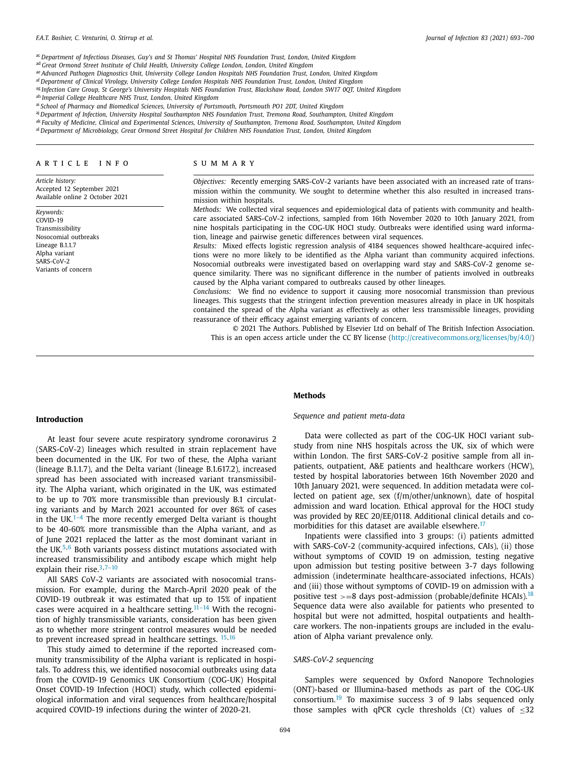[ac] Department of Infectious Diseases, Guy's and St Thomas' Hospital NHS Foundation Trust, London, United Kingdom
[ad] Great Ormond Street Institute of Child Health, University College London, London, United Kingdom
[ae] Advanced Pathogen Diagnostics Unit, University College London Hospitals NHS Foundation Trust, London, United Kingdom
[af] Department of Clinical Virology, University College London Hospitals NHS Foundation Trust, London, United Kingdom
[ag] Infection Care Group, St George's University Hospitals NHS Foundation Trust, Blackshaw Road, London SW17 0QT, United Kingdom
[ah] Imperial College Healthcare NHS Trust, London, United Kingdom
[ai] School of Pharmacy and Biomedical Sciences, University of Portsmouth, Portsmouth PO1 2DT, United Kingdom
[aj] Department of Infection, University Hospital Southampton NHS Foundation Trust, Tremona Road, Southampton, United Kingdom
[ak] Faculty of Medicine, Clinical and Experimental Sciences, University of Southampton, Tremona Road, Southampton, United Kingdom
[al] Department of Microbiology, Great Ormond Street Hospital for Children NHS Foundation Trust, London, United Kingdom

## ARTICLE INFO

*Article history:*
Accepted 12 September 2021
Available online 2 October 2021

*Keywords:*
COVID-19
Transmissibility
Nosocomial outbreaks
Lineage B.1.1.7
Alpha variant
SARS-CoV-2
Variants of concern

## SUMMARY

*Objectives:* Recently emerging SARS-CoV-2 variants have been associated with an increased rate of transmission within the community. We sought to determine whether this also resulted in increased transmission within hospitals.

*Methods:* We collected viral sequences and epidemiological data of patients with community and healthcare associated SARS-CoV-2 infections, sampled from 16th November 2020 to 10th January 2021, from nine hospitals participating in the COG-UK HOCI study. Outbreaks were identified using ward information, lineage and pairwise genetic differences between viral sequences.

*Results:* Mixed effects logistic regression analysis of 4184 sequences showed healthcare-acquired infections were no more likely to be identified as the Alpha variant than community acquired infections. Nosocomial outbreaks were investigated based on overlapping ward stay and SARS-CoV-2 genome sequence similarity. There was no significant difference in the number of patients involved in outbreaks caused by the Alpha variant compared to outbreaks caused by other lineages.

*Conclusions:* We find no evidence to support it causing more nosocomial transmission than previous lineages. This suggests that the stringent infection prevention measures already in place in UK hospitals contained the spread of the Alpha variant as effectively as other less transmissible lineages, providing reassurance of their efficacy against emerging variants of concern.

© 2021 The Authors. Published by Elsevier Ltd on behalf of The British Infection Association. This is an open access article under the CC BY license (http://creativecommons.org/licenses/by/4.0/)

## Introduction

At least four severe acute respiratory syndrome coronavirus 2 (SARS-CoV-2) lineages which resulted in strain replacement have been documented in the UK. For two of these, the Alpha variant (lineage B.1.1.7), and the Delta variant (lineage B.1.617.2), increased spread has been associated with increased variant transmissibility. The Alpha variant, which originated in the UK, was estimated to be up to 70% more transmissible than previously B.1 circulating variants and by March 2021 accounted for over 86% of cases in the UK.[1–4] The more recently emerged Delta variant is thought to be 40-60% more transmissible than the Alpha variant, and as of June 2021 replaced the latter as the most dominant variant in the UK.[5,6] Both variants possess distinct mutations associated with increased transmissibility and antibody escape which might help explain their rise.[3,7–10]

All SARS CoV-2 variants are associated with nosocomial transmission. For example, during the March-April 2020 peak of the COVID-19 outbreak it was estimated that up to 15% of inpatient cases were acquired in a healthcare setting.[11–14] With the recognition of highly transmissible variants, consideration has been given as to whether more stringent control measures would be needed to prevent increased spread in healthcare settings. [15,16]

This study aimed to determine if the reported increased community transmissibility of the Alpha variant is replicated in hospitals. To address this, we identified nosocomial outbreaks using data from the COVID-19 Genomics UK Consortium (COG-UK) Hospital Onset COVID-19 Infection (HOCI) study, which collected epidemiological information and viral sequences from healthcare/hospital acquired COVID-19 infections during the winter of 2020-21.

## Methods

### Sequence and patient meta-data

Data were collected as part of the COG-UK HOCI variant substudy from nine NHS hospitals across the UK, six of which were within London. The first SARS-CoV-2 positive sample from all inpatients, outpatient, A&E patients and healthcare workers (HCW), tested by hospital laboratories between 16th November 2020 and 10th January 2021, were sequenced. In addition metadata were collected on patient age, sex (f/m/other/unknown), date of hospital admission and ward location. Ethical approval for the HOCI study was provided by REC 20/EE/0118. Additional clinical details and comorbidities for this dataset are available elsewhere.[17]

Inpatients were classified into 3 groups: (i) patients admitted with SARS-CoV-2 (community-acquired infections, CAIs), (ii) those without symptoms of COVID 19 on admission, testing negative upon admission but testing positive between 3-7 days following admission (indeterminate healthcare-associated infections, HCAIs) and (iii) those without symptoms of COVID-19 on admission with a positive test >=8 days post-admission (probable/definite HCAIs).[18] Sequence data were also available for patients who presented to hospital but were not admitted, hospital outpatients and healthcare workers. The non-inpatients groups are included in the evaluation of Alpha variant prevalence only.

### SARS-CoV-2 sequencing

Samples were sequenced by Oxford Nanopore Technologies (ONT)-based or Illumina-based methods as part of the COG-UK consortium.[19] To maximise success 3 of 9 labs sequenced only those samples with qPCR cycle thresholds (Ct) values of ≤32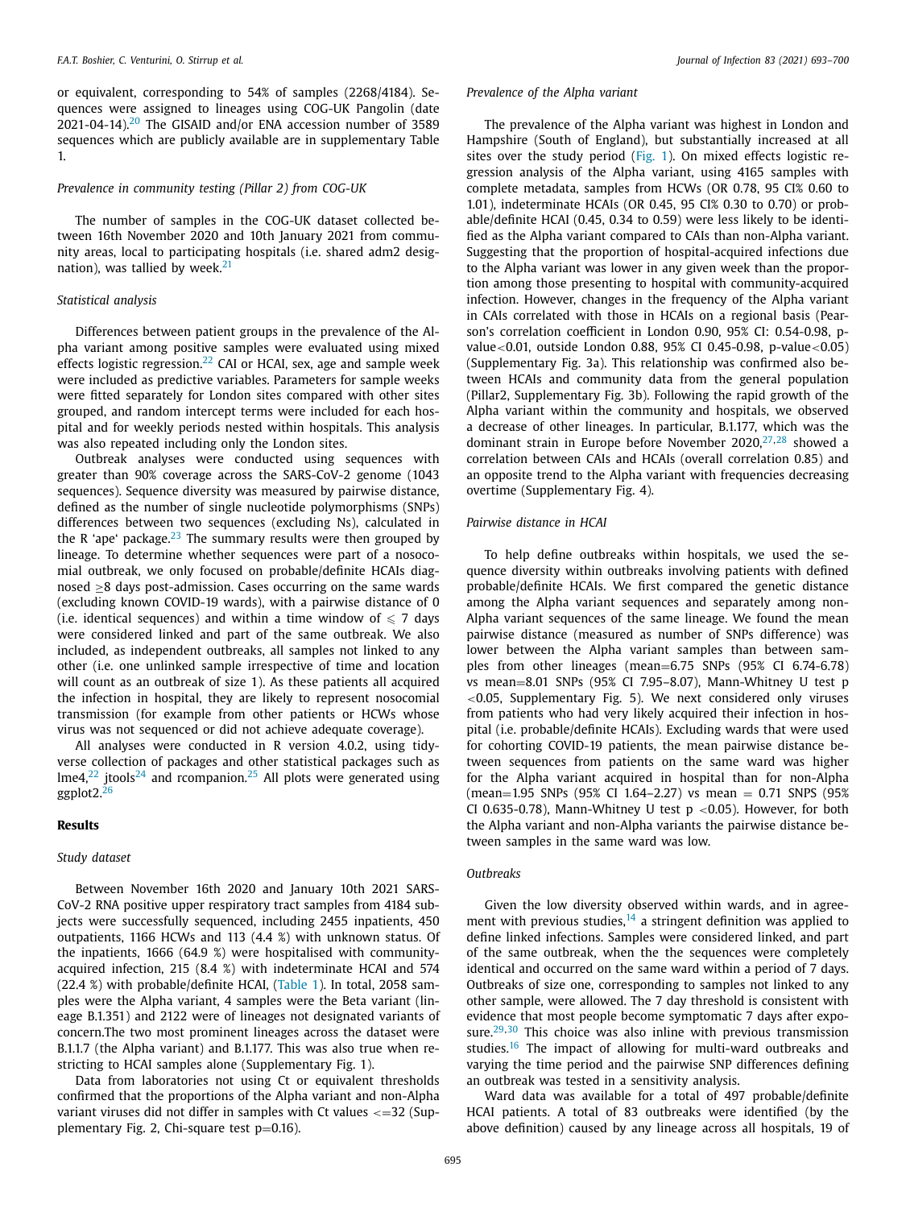or equivalent, corresponding to 54% of samples (2268/4184). Sequences were assigned to lineages using COG-UK Pangolin (date 2021-04-14).[20] The GISAID and/or ENA accession number of 3589 sequences which are publicly available are in supplementary Table 1.

### *Prevalence in community testing (Pillar 2) from COG-UK*

The number of samples in the COG-UK dataset collected between 16th November 2020 and 10th January 2021 from community areas, local to participating hospitals (i.e. shared adm2 designation), was tallied by week.[21]

### *Statistical analysis*

Differences between patient groups in the prevalence of the Alpha variant among positive samples were evaluated using mixed effects logistic regression.[22] CAI or HCAI, sex, age and sample week were included as predictive variables. Parameters for sample weeks were fitted separately for London sites compared with other sites grouped, and random intercept terms were included for each hospital and for weekly periods nested within hospitals. This analysis was also repeated including only the London sites.

Outbreak analyses were conducted using sequences with greater than 90% coverage across the SARS-CoV-2 genome (1043 sequences). Sequence diversity was measured by pairwise distance, defined as the number of single nucleotide polymorphisms (SNPs) differences between two sequences (excluding Ns), calculated in the R 'ape' package.[23] The summary results were then grouped by lineage. To determine whether sequences were part of a nosocomial outbreak, we only focused on probable/definite HCAIs diagnosed $\geq$8 days post-admission. Cases occurring on the same wards (excluding known COVID-19 wards), with a pairwise distance of 0 (i.e. identical sequences) and within a time window of $\leqslant$ 7 days were considered linked and part of the same outbreak. We also included, as independent outbreaks, all samples not linked to any other (i.e. one unlinked sample irrespective of time and location will count as an outbreak of size 1). As these patients all acquired the infection in hospital, they are likely to represent nosocomial transmission (for example from other patients or HCWs whose virus was not sequenced or did not achieve adequate coverage).

All analyses were conducted in R version 4.0.2, using tidyverse collection of packages and other statistical packages such as lme4,[22] jtools[24] and rcompanion.[25] All plots were generated using ggplot2.[26]

## **Results**

### *Study dataset*

Between November 16th 2020 and January 10th 2021 SARS-CoV-2 RNA positive upper respiratory tract samples from 4184 subjects were successfully sequenced, including 2455 inpatients, 450 outpatients, 1166 HCWs and 113 (4.4 %) with unknown status. Of the inpatients, 1666 (64.9 %) were hospitalised with community-acquired infection, 215 (8.4 %) with indeterminate HCAI and 574 (22.4 %) with probable/definite HCAI, (Table 1). In total, 2058 samples were the Alpha variant, 4 samples were the Beta variant (lineage B.1.351) and 2122 were of lineages not designated variants of concern.The two most prominent lineages across the dataset were B.1.1.7 (the Alpha variant) and B.1.177. This was also true when restricting to HCAI samples alone (Supplementary Fig. 1).

Data from laboratories not using Ct or equivalent thresholds confirmed that the proportions of the Alpha variant and non-Alpha variant viruses did not differ in samples with Ct values <=32 (Supplementary Fig. 2, Chi-square test p=0.16).

### *Prevalence of the Alpha variant*

The prevalence of the Alpha variant was highest in London and Hampshire (South of England), but substantially increased at all sites over the study period (Fig. 1). On mixed effects logistic regression analysis of the Alpha variant, using 4165 samples with complete metadata, samples from HCWs (OR 0.78, 95 CI% 0.60 to 1.01), indeterminate HCAIs (OR 0.45, 95 CI% 0.30 to 0.70) or probable/definite HCAI (0.45, 0.34 to 0.59) were less likely to be identified as the Alpha variant compared to CAIs than non-Alpha variant. Suggesting that the proportion of hospital-acquired infections due to the Alpha variant was lower in any given week than the proportion among those presenting to hospital with community-acquired infection. However, changes in the frequency of the Alpha variant in CAIs correlated with those in HCAIs on a regional basis (Pearson's correlation coefficient in London 0.90, 95% CI: 0.54-0.98, p-value<0.01, outside London 0.88, 95% CI 0.45-0.98, p-value<0.05) (Supplementary Fig. 3a). This relationship was confirmed also between HCAIs and community data from the general population (Pillar2, Supplementary Fig. 3b). Following the rapid growth of the Alpha variant within the community and hospitals, we observed a decrease of other lineages. In particular, B.1.177, which was the dominant strain in Europe before November 2020,[27,28] showed a correlation between CAIs and HCAIs (overall correlation 0.85) and an opposite trend to the Alpha variant with frequencies decreasing overtime (Supplementary Fig. 4).

### *Pairwise distance in HCAI*

To help define outbreaks within hospitals, we used the sequence diversity within outbreaks involving patients with defined probable/definite HCAIs. We first compared the genetic distance among the Alpha variant sequences and separately among non-Alpha variant sequences of the same lineage. We found the mean pairwise distance (measured as number of SNPs difference) was lower between the Alpha variant samples than between samples from other lineages (mean=6.75 SNPs (95% CI 6.74-6.78) vs mean=8.01 SNPs (95% CI 7.95–8.07), Mann-Whitney U test p <0.05, Supplementary Fig. 5). We next considered only viruses from patients who had very likely acquired their infection in hospital (i.e. probable/definite HCAIs). Excluding wards that were used for cohorting COVID-19 patients, the mean pairwise distance between sequences from patients on the same ward was higher for the Alpha variant acquired in hospital than for non-Alpha (mean=1.95 SNPs (95% CI 1.64–2.27) vs mean = 0.71 SNPS (95% CI 0.635-0.78), Mann-Whitney U test p <0.05). However, for both the Alpha variant and non-Alpha variants the pairwise distance between samples in the same ward was low.

### *Outbreaks*

Given the low diversity observed within wards, and in agreement with previous studies,[14] a stringent definition was applied to define linked infections. Samples were considered linked, and part of the same outbreak, when the the sequences were completely identical and occurred on the same ward within a period of 7 days. Outbreaks of size one, corresponding to samples not linked to any other sample, were allowed. The 7 day threshold is consistent with evidence that most people become symptomatic 7 days after exposure.[29,30] This choice was also inline with previous transmission studies.[16] The impact of allowing for multi-ward outbreaks and varying the time period and the pairwise SNP differences defining an outbreak was tested in a sensitivity analysis.

Ward data was available for a total of 497 probable/definite HCAI patients. A total of 83 outbreaks were identified (by the above definition) caused by any lineage across all hospitals, 19 of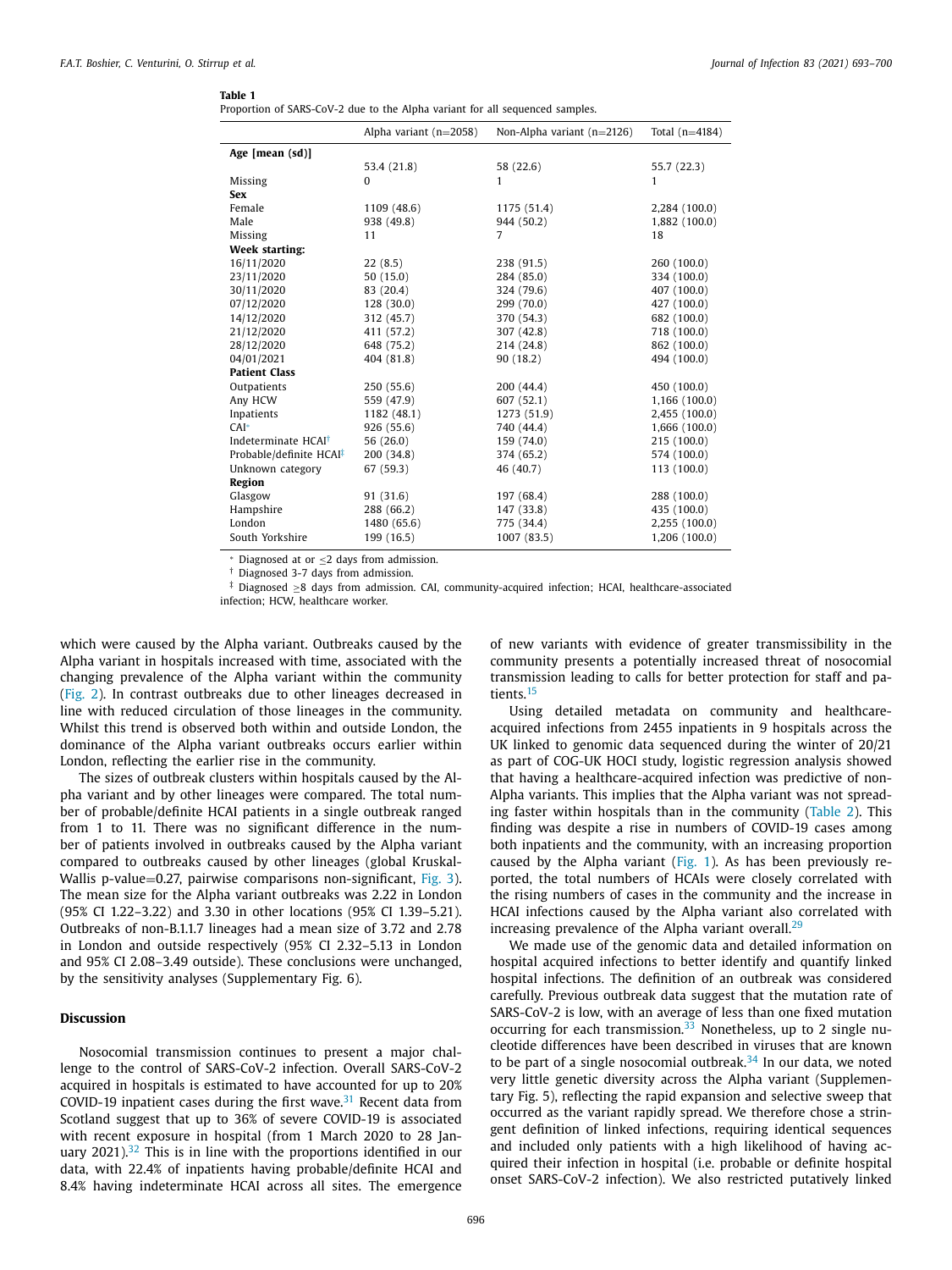**Table 1**
Proportion of SARS-CoV-2 due to the Alpha variant for all sequenced samples.

| | Alpha variant (n=2058) | Non-Alpha variant (n=2126) | Total (n=4184) |
|---|---|---|---|
| **Age [mean (sd)]** | | | |
| | 53.4 (21.8) | 58 (22.6) | 55.7 (22.3) |
| Missing | 0 | 1 | 1 |
| **Sex** | | | |
| Female | 1109 (48.6) | 1175 (51.4) | 2,284 (100.0) |
| Male | 938 (49.8) | 944 (50.2) | 1,882 (100.0) |
| Missing | 11 | 7 | 18 |
| **Week starting:** | | | |
| 16/11/2020 | 22 (8.5) | 238 (91.5) | 260 (100.0) |
| 23/11/2020 | 50 (15.0) | 284 (85.0) | 334 (100.0) |
| 30/11/2020 | 83 (20.4) | 324 (79.6) | 407 (100.0) |
| 07/12/2020 | 128 (30.0) | 299 (70.0) | 427 (100.0) |
| 14/12/2020 | 312 (45.7) | 370 (54.3) | 682 (100.0) |
| 21/12/2020 | 411 (57.2) | 307 (42.8) | 718 (100.0) |
| 28/12/2020 | 648 (75.2) | 214 (24.8) | 862 (100.0) |
| 04/01/2021 | 404 (81.8) | 90 (18.2) | 494 (100.0) |
| **Patient Class** | | | |
| Outpatients | 250 (55.6) | 200 (44.4) | 450 (100.0) |
| Any HCW | 559 (47.9) | 607 (52.1) | 1,166 (100.0) |
| Inpatients | 1182 (48.1) | 1273 (51.9) | 2,455 (100.0) |
| CAI* | 926 (55.6) | 740 (44.4) | 1,666 (100.0) |
| Indeterminate HCAI† | 56 (26.0) | 159 (74.0) | 215 (100.0) |
| Probable/definite HCAI‡ | 200 (34.8) | 374 (65.2) | 574 (100.0) |
| Unknown category | 67 (59.3) | 46 (40.7) | 113 (100.0) |
| **Region** | | | |
| Glasgow | 91 (31.6) | 197 (68.4) | 288 (100.0) |
| Hampshire | 288 (66.2) | 147 (33.8) | 435 (100.0) |
| London | 1480 (65.6) | 775 (34.4) | 2,255 (100.0) |
| South Yorkshire | 199 (16.5) | 1007 (83.5) | 1,206 (100.0) |

\* Diagnosed at or ≤2 days from admission.
† Diagnosed 3-7 days from admission.
‡ Diagnosed ≥8 days from admission. CAI, community-acquired infection; HCAI, healthcare-associated infection; HCW, healthcare worker.

which were caused by the Alpha variant. Outbreaks caused by the Alpha variant in hospitals increased with time, associated with the changing prevalence of the Alpha variant within the community (Fig. 2). In contrast outbreaks due to other lineages decreased in line with reduced circulation of those lineages in the community. Whilst this trend is observed both within and outside London, the dominance of the Alpha variant outbreaks occurs earlier within London, reflecting the earlier rise in the community.

The sizes of outbreak clusters within hospitals caused by the Alpha variant and by other lineages were compared. The total number of probable/definite HCAI patients in a single outbreak ranged from 1 to 11. There was no significant difference in the number of patients involved in outbreaks caused by the Alpha variant compared to outbreaks caused by other lineages (global Kruskal-Wallis p-value=0.27, pairwise comparisons non-significant, Fig. 3). The mean size for the Alpha variant outbreaks was 2.22 in London (95% CI 1.22–3.22) and 3.30 in other locations (95% CI 1.39–5.21). Outbreaks of non-B.1.1.7 lineages had a mean size of 3.72 and 2.78 in London and outside respectively (95% CI 2.32–5.13 in London and 95% CI 2.08–3.49 outside). These conclusions were unchanged, by the sensitivity analyses (Supplementary Fig. 6).

## Discussion

Nosocomial transmission continues to present a major challenge to the control of SARS-CoV-2 infection. Overall SARS-CoV-2 acquired in hospitals is estimated to have accounted for up to 20% COVID-19 inpatient cases during the first wave.[31] Recent data from Scotland suggest that up to 36% of severe COVID-19 is associated with recent exposure in hospital (from 1 March 2020 to 28 January 2021).[32] This is in line with the proportions identified in our data, with 22.4% of inpatients having probable/definite HCAI and 8.4% having indeterminate HCAI across all sites. The emergence of new variants with evidence of greater transmissibility in the community presents a potentially increased threat of nosocomial transmission leading to calls for better protection for staff and patients.[15]

Using detailed metadata on community and healthcare-acquired infections from 2455 inpatients in 9 hospitals across the UK linked to genomic data sequenced during the winter of 20/21 as part of COG-UK HOCI study, logistic regression analysis showed that having a healthcare-acquired infection was predictive of non-Alpha variants. This implies that the Alpha variant was not spreading faster within hospitals than in the community (Table 2). This finding was despite a rise in numbers of COVID-19 cases among both inpatients and the community, with an increasing proportion caused by the Alpha variant (Fig. 1). As has been previously reported, the total numbers of HCAIs were closely correlated with the rising numbers of cases in the community and the increase in HCAI infections caused by the Alpha variant also correlated with increasing prevalence of the Alpha variant overall.[29]

We made use of the genomic data and detailed information on hospital acquired infections to better identify and quantify linked hospital infections. The definition of an outbreak was considered carefully. Previous outbreak data suggest that the mutation rate of SARS-CoV-2 is low, with an average of less than one fixed mutation occurring for each transmission.[33] Nonetheless, up to 2 single nucleotide differences have been described in viruses that are known to be part of a single nosocomial outbreak.[34] In our data, we noted very little genetic diversity across the Alpha variant (Supplementary Fig. 5), reflecting the rapid expansion and selective sweep that occurred as the variant rapidly spread. We therefore chose a stringent definition of linked infections, requiring identical sequences and included only patients with a high likelihood of having acquired their infection in hospital (i.e. probable or definite hospital onset SARS-CoV-2 infection). We also restricted putatively linked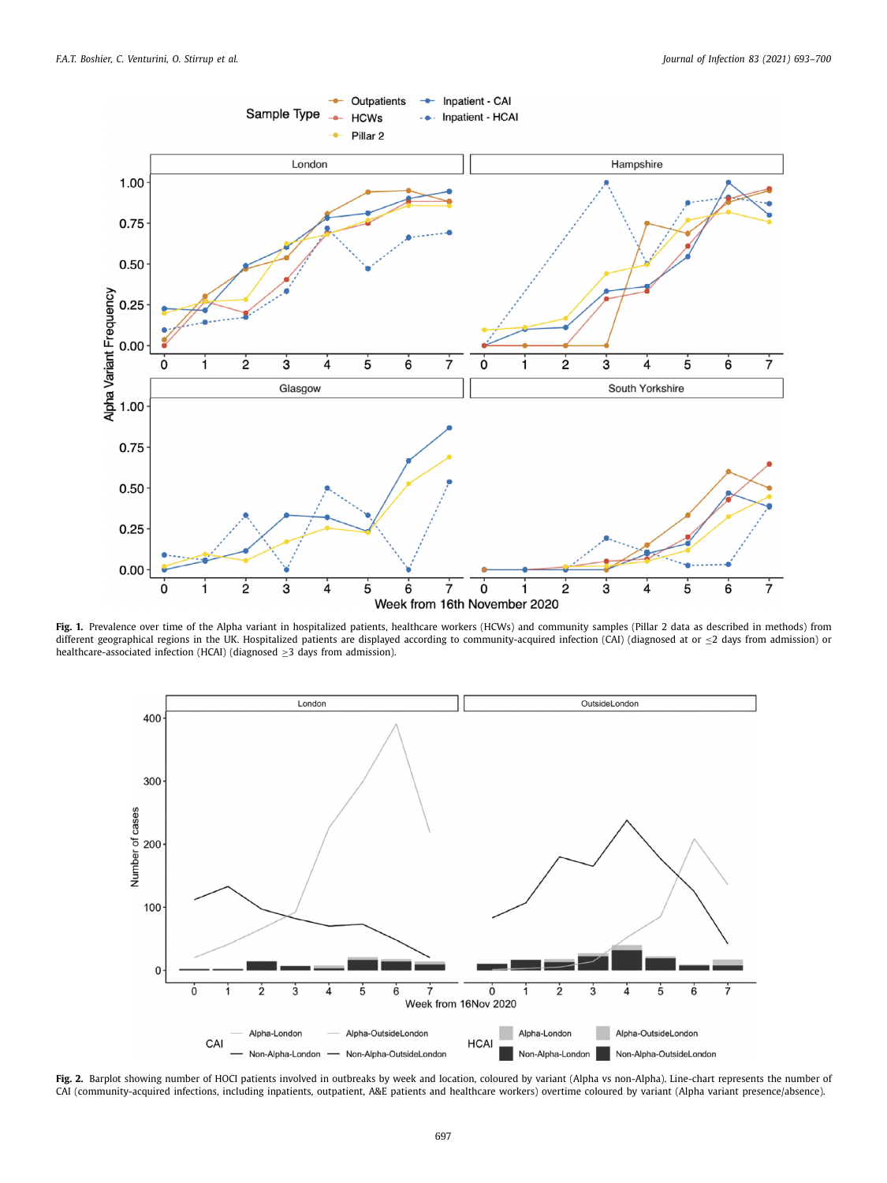**Fig. 1.** Prevalence over time of the Alpha variant in hospitalized patients, healthcare workers (HCWs) and community samples (Pillar 2 data as described in methods) from different geographical regions in the UK. Hospitalized patients are displayed according to community-acquired infection (CAI) (diagnosed at or ≤2 days from admission) or healthcare-associated infection (HCAI) (diagnosed ≥3 days from admission).

**Fig. 2.** Barplot showing number of HOCI patients involved in outbreaks by week and location, coloured by variant (Alpha vs non-Alpha). Line-chart represents the number of CAI (community-acquired infections, including inpatients, outpatient, A&E patients and healthcare workers) overtime coloured by variant (Alpha variant presence/absence).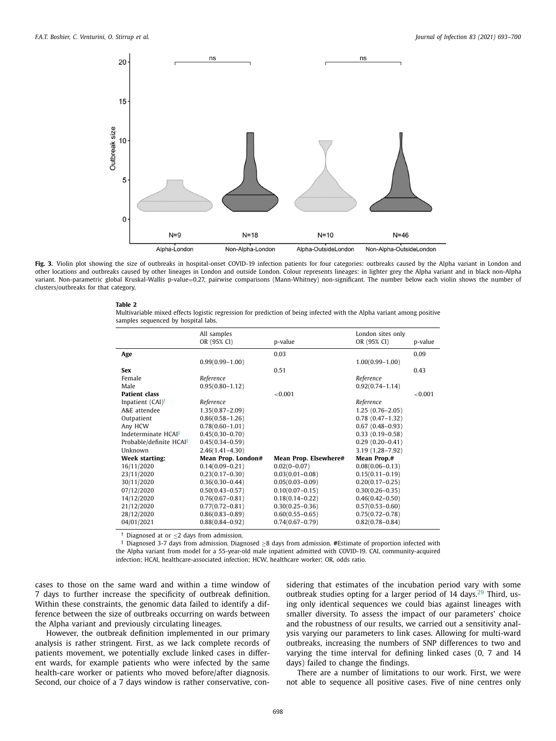**Fig. 3.** Violin plot showing the size of outbreaks in hospital-onset COVID-19 infection patients for four categories: outbreaks caused by the Alpha variant in London and other locations and outbreaks caused by other lineages in London and outside London. Colour represents lineages: in lighter grey the Alpha variant and in black non-Alpha variant. Non-parametric global Kruskal-Wallis p-value=0.27, pairwise comparisons (Mann-Whitney) non-significant. The number below each violin shows the number of clusters/outbreaks for that category.

**Table 2**

Multivariable mixed effects logistic regression for prediction of being infected with the Alpha variant among positive samples sequenced by hospital labs.

| | All samples OR (95% CI) | p-value | London sites only OR (95% CI) | p-value |
|---|---|---|---|---|
| **Age** | | 0.03 | | 0.09 |
| | 0.99(0.99–1.00) | | 1.00(0.99–1.00) | |
| **Sex** | | 0.51 | | 0.43 |
| Female | *Reference* | | *Reference* | |
| Male | 0.95(0.80–1.12) | | 0.92(0.74–1.14) | |
| **Patient class** | | <0.001 | | <0.001 |
| Inpatient (CAI)[†] | *Reference* | | *Reference* | |
| A&E attendee | 1.35(0.87–2.09) | | 1.25 (0.76–2.05) | |
| Outpatient | 0.86(0.58–1.26) | | 0.78 (0.47–1.32) | |
| Any HCW | 0.78(0.60–1.01) | | 0.67 (0.48–0.93) | |
| Indeterminate HCAI[‡] | 0.45(0.30–0.70) | | 0.33 (0.19–0.58) | |
| Probable/definite HCAI[‡] | 0.45(0.34–0.59) | | 0.29 (0.20–0.41) | |
| Unknown | 2.46(1.41–4.30) | | 3.19 (1.28–7.92) | |
| **Week starting:** | **Mean Prop. London#** | **Mean Prop. Elsewhere#** | **Mean Prop.#** | |
| 16/11/2020 | 0.14(0.09–0.21) | 0.02(0–0.07) | 0.08(0.06–0.13) | |
| 23/11/2020 | 0.23(0.17–0.30) | 0.03(0.01–0.08) | 0.15(0.11–0.19) | |
| 30/11/2020 | 0.36(0.30–0.44) | 0.05(0.03–0.09) | 0.20(0.17–0.25) | |
| 07/12/2020 | 0.50(0.43–0.57) | 0.10(0.07–0.15) | 0.30(0.26–0.35) | |
| 14/12/2020 | 0.76(0.67–0.81) | 0.18(0.14–0.22) | 0.46(0.42–0.50) | |
| 21/12/2020 | 0.77(0.72–0.81) | 0.30(0.25–0.36) | 0.57(0.53–0.60) | |
| 28/12/2020 | 0.86(0.83–0.89) | 0.60(0.55–0.65) | 0.75(0.72–0.78) | |
| 04/01/2021 | 0.88(0.84–0.92) | 0.74(0.67–0.79) | 0.82(0.78–0.84) | |

[†] Diagnosed at or ≤2 days from admission.

[‡] Diagnosed 3-7 days from admission. Diagnosed ≥8 days from admission. #Estimate of proportion infected with the Alpha variant from model for a 55-year-old male inpatient admitted with COVID-19. CAI, community-acquired infection; HCAI, healthcare-associated infection; HCW, healthcare worker; OR, odds ratio.

cases to those on the same ward and within a time window of 7 days to further increase the specificity of outbreak definition. Within these constraints, the genomic data failed to identify a difference between the size of outbreaks occurring on wards between the Alpha variant and previously circulating lineages.

However, the outbreak definition implemented in our primary analysis is rather stringent. First, as we lack complete records of patients movement, we potentially exclude linked cases in different wards, for example patients who were infected by the same health-care worker or patients who moved before/after diagnosis. Second, our choice of a 7 days window is rather conservative, considering that estimates of the incubation period vary with some outbreak studies opting for a larger period of 14 days.[29] Third, using only identical sequences we could bias against lineages with smaller diversity. To assess the impact of our parameters' choice and the robustness of our results, we carried out a sensitivity analysis varying our parameters to link cases. Allowing for multi-ward outbreaks, increasing the numbers of SNP differences to two and varying the time interval for defining linked cases (0, 7 and 14 days) failed to change the findings.

There are a number of limitations to our work. First, we were not able to sequence all positive cases. Five of nine centres only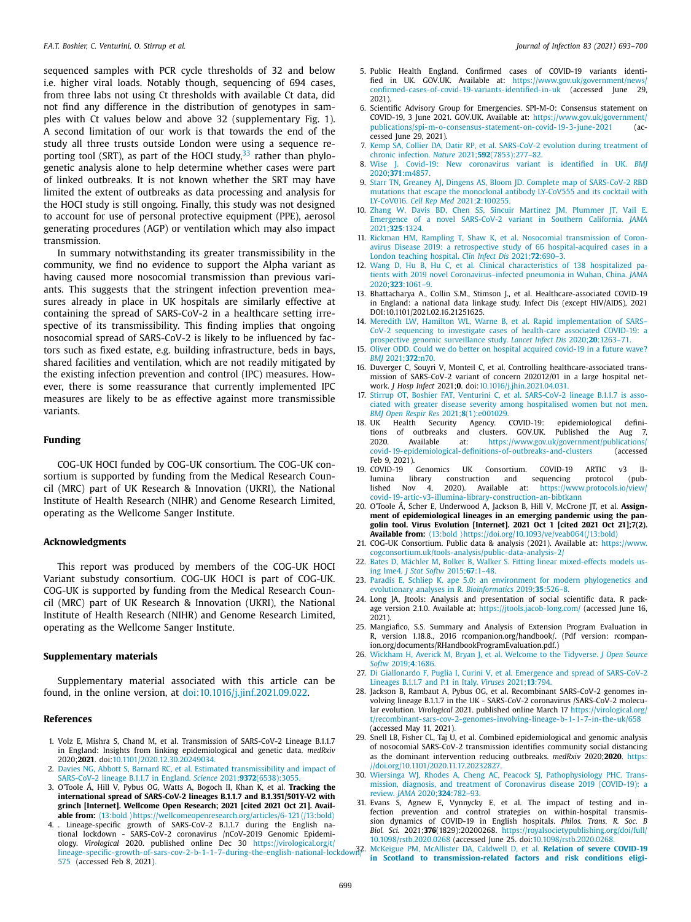sequenced samples with PCR cycle thresholds of 32 and below i.e. higher viral loads. Notably though, sequencing of 694 cases, from three labs not using Ct thresholds with available Ct data, did not find any difference in the distribution of genotypes in samples with Ct values below and above 32 (supplementary Fig. 1). A second limitation of our work is that towards the end of the study all three trusts outside London were using a sequence reporting tool (SRT), as part of the HOCI study,[33] rather than phylogenetic analysis alone to help determine whether cases were part of linked outbreaks. It is not known whether the SRT may have limited the extent of outbreaks as data processing and analysis for the HOCI study is still ongoing. Finally, this study was not designed to account for use of personal protective equipment (PPE), aerosol generating procedures (AGP) or ventilation which may also impact transmission.

In summary notwithstanding its greater transmissibility in the community, we find no evidence to support the Alpha variant as having caused more nosocomial transmission than previous variants. This suggests that the stringent infection prevention measures already in place in UK hospitals are similarly effective at containing the spread of SARS-CoV-2 in a healthcare setting irrespective of its transmissibility. This finding implies that ongoing nosocomial spread of SARS-CoV-2 is likely to be influenced by factors such as fixed estate, e.g. building infrastructure, beds in bays, shared facilities and ventilation, which are not readily mitigated by the existing infection prevention and control (IPC) measures. However, there is some reassurance that currently implemented IPC measures are likely to be as effective against more transmissible variants.

## Funding

COG-UK HOCI funded by COG-UK consortium. The COG-UK consortium is supported by funding from the Medical Research Council (MRC) part of UK Research & Innovation (UKRI), the National Institute of Health Research (NIHR) and Genome Research Limited, operating as the Wellcome Sanger Institute.

## Acknowledgments

This report was produced by members of the COG-UK HOCI Variant substudy consortium. COG-UK HOCI is part of COG-UK. COG-UK is supported by funding from the Medical Research Council (MRC) part of UK Research & Innovation (UKRI), the National Institute of Health Research (NIHR) and Genome Research Limited, operating as the Wellcome Sanger Institute.

## Supplementary materials

Supplementary material associated with this article can be found, in the online version, at doi:10.1016/j.jinf.2021.09.022.

## References

1. Volz E, Mishra S, Chand M, et al. Transmission of SARS-CoV-2 Lineage B.1.1.7 in England: Insights from linking epidemiological and genetic data. *medRxiv* 2020;**2021**. doi:10.1101/2020.12.30.20249034.
2. Davies NG, Abbott S, Barnard RC, et al. Estimated transmissibility and impact of SARS-CoV-2 lineage B.1.1.7 in England. *Science* 2021;**9372**(6538):3055.
3. O'Toole Á, Hill V, Pybus OG, Watts A, Bogoch II, Khan K, et al. **Tracking the international spread of SARS-CoV-2 lineages B.1.1.7 and B.1.351/501Y-V2 with grinch [Internet]. Wellcome Open Research; 2021 [cited 2021 Oct 21]. Available from:** ⟨13:bold ⟩https://wellcomeopenresearch.org/articles/6-121⟨/13:bold⟩
4. . Lineage-specific growth of SARS-CoV-2 B.1.1.7 during the English national lockdown - SARS-CoV-2 coronavirus /nCoV-2019 Genomic Epidemiology. *Virological* 2020. published online Dec 30 https://virological.org/t/lineage-specific-growth-of-sars-cov-2-b-1-1-7-during-the-english-national-lockdown/575 (accessed Feb 8, 2021).
5. Public Health England. Confirmed cases of COVID-19 variants identified in UK. GOV.UK. Available at: https://www.gov.uk/government/news/confirmed-cases-of-covid-19-variants-identified-in-uk (accessed June 29, 2021).
6. Scientific Advisory Group for Emergencies. SPI-M-O: Consensus statement on COVID-19, 3 June 2021. GOV.UK. Available at: https://www.gov.uk/government/publications/spi-m-o-consensus-statement-on-covid-19-3-june-2021 (accessed June 29, 2021).
7. Kemp SA, Collier DA, Datir RP, et al. SARS-CoV-2 evolution during treatment of chronic infection. *Nature* 2021;**592**(7853):277–82.
8. Wise J. Covid-19: New coronavirus variant is identified in UK. *BMJ* 2020;**371**:m4857.
9. Starr TN, Greaney AJ, Dingens AS, Bloom JD. Complete map of SARS-CoV-2 RBD mutations that escape the monoclonal antibody LY-CoV555 and its cocktail with LY-CoV016. *Cell Rep Med* 2021;**2**:100255.
10. Zhang W, Davis BD, Chen SS, Sincuir Martinez JM, Plummer JT, Vail E. Emergence of a novel SARS-CoV-2 variant in Southern California. *JAMA* 2021;**325**:1324.
11. Rickman HM, Rampling T, Shaw K, et al. Nosocomial transmission of Coronavirus Disease 2019: a retrospective study of 66 hospital-acquired cases in a London teaching hospital. *Clin Infect Dis* 2021;**72**:690–3.
12. Wang D, Hu B, Hu C, et al. Clinical characteristics of 138 hospitalized patients with 2019 novel Coronavirus–infected pneumonia in Wuhan, China. *JAMA* 2020;**323**:1061–9.
13. Bhattacharya A., Collin S.M., Stimson J., et al. Healthcare-associated COVID-19 in England: a national data linkage study. Infect Dis (except HIV/AIDS), 2021 DOI:10.1101/2021.02.16.21251625.
14. Meredith LW, Hamilton WL, Warne B, et al. Rapid implementation of SARS–CoV-2 sequencing to investigate cases of health-care associated COVID-19: a prospective genomic surveillance study. *Lancet Infect Dis* 2020;**20**:1263–71.
15. Oliver ODD. Could we do better on hospital acquired covid-19 in a future wave? *BMJ* 2021;**372**:n70.
16. Duverger C, Souyri V, Monteil C, et al. Controlling healthcare-associated transmission of SARS-CoV-2 variant of concern 202012/01 in a large hospital network. *J Hosp Infect* 2021;**0**. doi:10.1016/j.jhin.2021.04.031.
17. Stirrup OT, Boshier FAT, Venturini C, et al. SARS-CoV-2 lineage B.1.1.7 is associated with greater disease severity among hospitalised women but not men. *BMJ Open Respir Res* 2021;**8**(1):e001029.
18. UK Health Security Agency. COVID-19: epidemiological definitions of outbreaks and clusters. GOV.UK. Published the Aug 7, 2020. Available at: https://www.gov.uk/government/publications/covid-19-epidemiological-definitions-of-outbreaks-and-clusters (accessed Feb 9, 2021).
19. COVID-19 Genomics UK Consortium. COVID-19 ARTIC v3 Illumina library construction and sequencing protocol (published Nov 4, 2020). Available at: https://www.protocols.io/view/covid-19-artic-v3-illumina-library-construction-an-bibtkann
20. O'Toole Á, Scher E, Underwood A, Jackson B, Hill V, McCrone JT, et al. **Assignment of epidemiological lineages in an emerging pandemic using the pangolin tool. Virus Evolution [Internet]. 2021 Oct 1 [cited 2021 Oct 21];7(2). Available from:** ⟨13:bold ⟩https://doi.org/10.1093/ve/veab064⟨/13:bold⟩
21. COG-UK Consortium. Public data & analysis (2021). Available at: https://www.cogconsortium.uk/tools-analysis/public-data-analysis-2/
22. Bates D, Mächler M, Bolker B, Walker S. Fitting linear mixed-effects models using lme4. *J Stat Softw* 2015;**67**:1–48.
23. Paradis E, Schliep K. ape 5.0: an environment for modern phylogenetics and evolutionary analyses in R. *Bioinformatics* 2019;**35**:526–8.
24. Long JA, Jtools: Analysis and presentation of social scientific data. R package version 2.1.0. Available at: https://jtools.jacob-long.com/ (accessed June 16, 2021).
25. Mangiafico, S.S. Summary and Analysis of Extension Program Evaluation in R, version 1.18.8., 2016 rcompanion.org/handbook/. (Pdf version: rcompanion.org/documents/RHandbookProgramEvaluation.pdf.)
26. Wickham H, Averick M, Bryan J, et al. Welcome to the Tidyverse. *J Open Source Softw* 2019;**4**:1686.
27. Di Giallonardo F, Puglia I, Curini V, et al. Emergence and spread of SARS-CoV-2 Lineages B.1.1.7 and P.1 in Italy. *Viruses* 2021;**13**:794.
28. Jackson B, Rambaut A, Pybus OG, et al. Recombinant SARS-CoV-2 genomes involving lineage B.1.1.7 in the UK - SARS-CoV-2 coronavirus /SARS-CoV-2 molecular evolution. *Virological* 2021. published online March 17 https://virological.org/t/recombinant-sars-cov-2-genomes-involving-lineage-b-1-1-7-in-the-uk/658 (accessed May 11, 2021).
29. Snell LB, Fisher CL, Taj U, et al. Combined epidemiological and genomic analysis of nosocomial SARS-CoV-2 transmission identifies community social distancing as the dominant intervention reducing outbreaks. *medRxiv* 2020;**2020**. https://doi.org/10.1101/2020.11.17.20232827.
30. Wiersinga WJ, Rhodes A, Cheng AC, Peacock SJ, Pathophysiology PHC. Transmission, diagnosis, and treatment of Coronavirus disease 2019 (COVID-19): a review. *JAMA* 2020;**324**:782–93.
31. Evans S, Agnew E, Vynnycky E, et al. The impact of testing and infection prevention and control strategies on within-hospital transmission dynamics of COVID-19 in English hospitals. *Philos. Trans. R. Soc. B Biol. Sci.* 2021;**376**(1829):20200268. https://royalsocietypublishing.org/doi/full/10.1098/rstb.2020.0268 (accessed June 25. doi:10.1098/rstb.2020.0268.
32. McKeigue PM, McAllister DA, Caldwell D, et al. **Relation of severe COVID-19 in Scotland to transmission-related factors and risk conditions eligi-**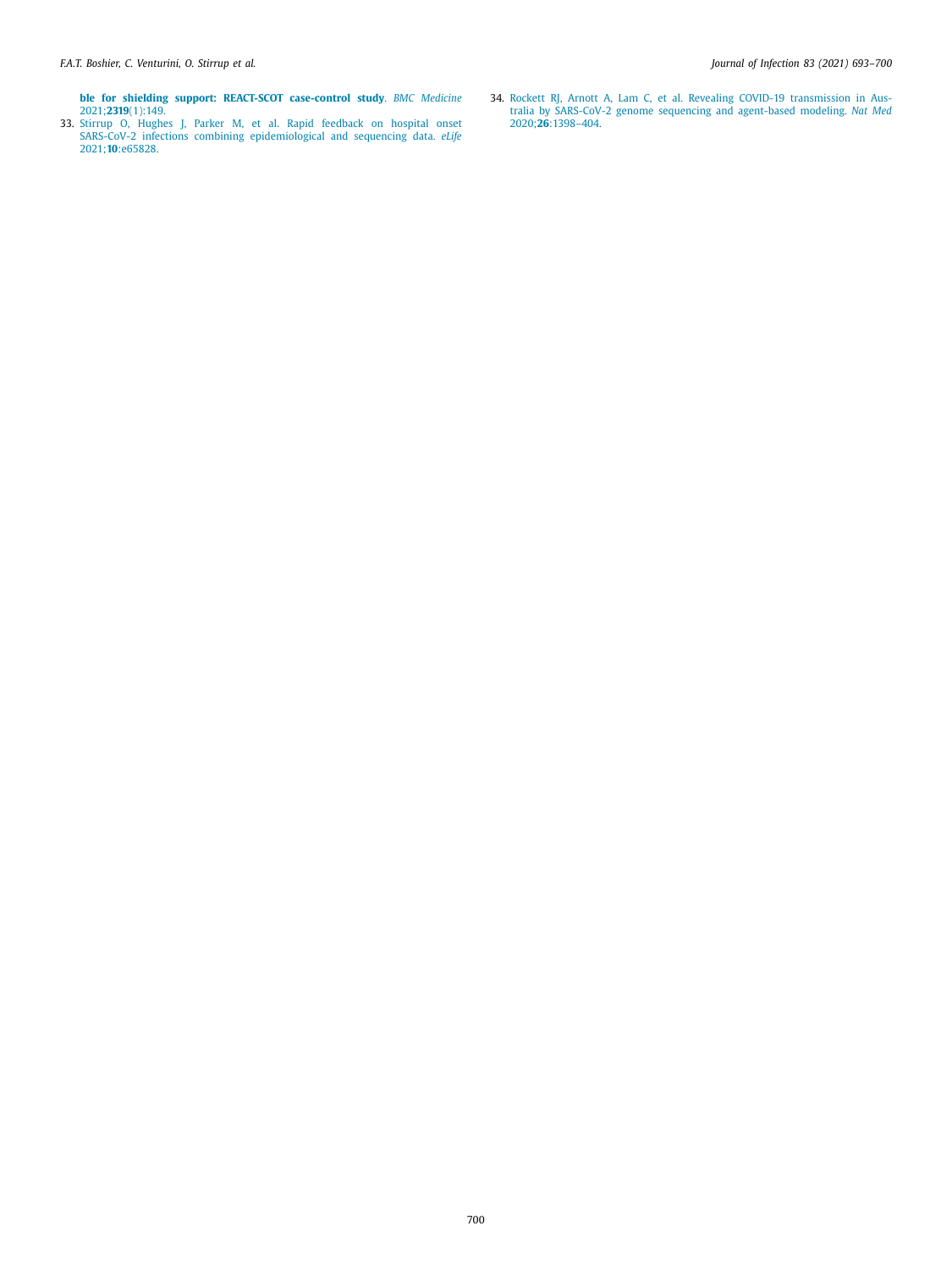**ble for shielding support: REACT-SCOT case-control study**. *BMC Medicine* 2021;**2319**(1):149.

33. Stirrup O, Hughes J, Parker M, et al. Rapid feedback on hospital onset SARS-CoV-2 infections combining epidemiological and sequencing data. *eLife* 2021;**10**:e65828.
34. Rockett RJ, Arnott A, Lam C, et al. Revealing COVID-19 transmission in Australia by SARS-CoV-2 genome sequencing and agent-based modeling. *Nat Med* 2020;**26**:1398–404.